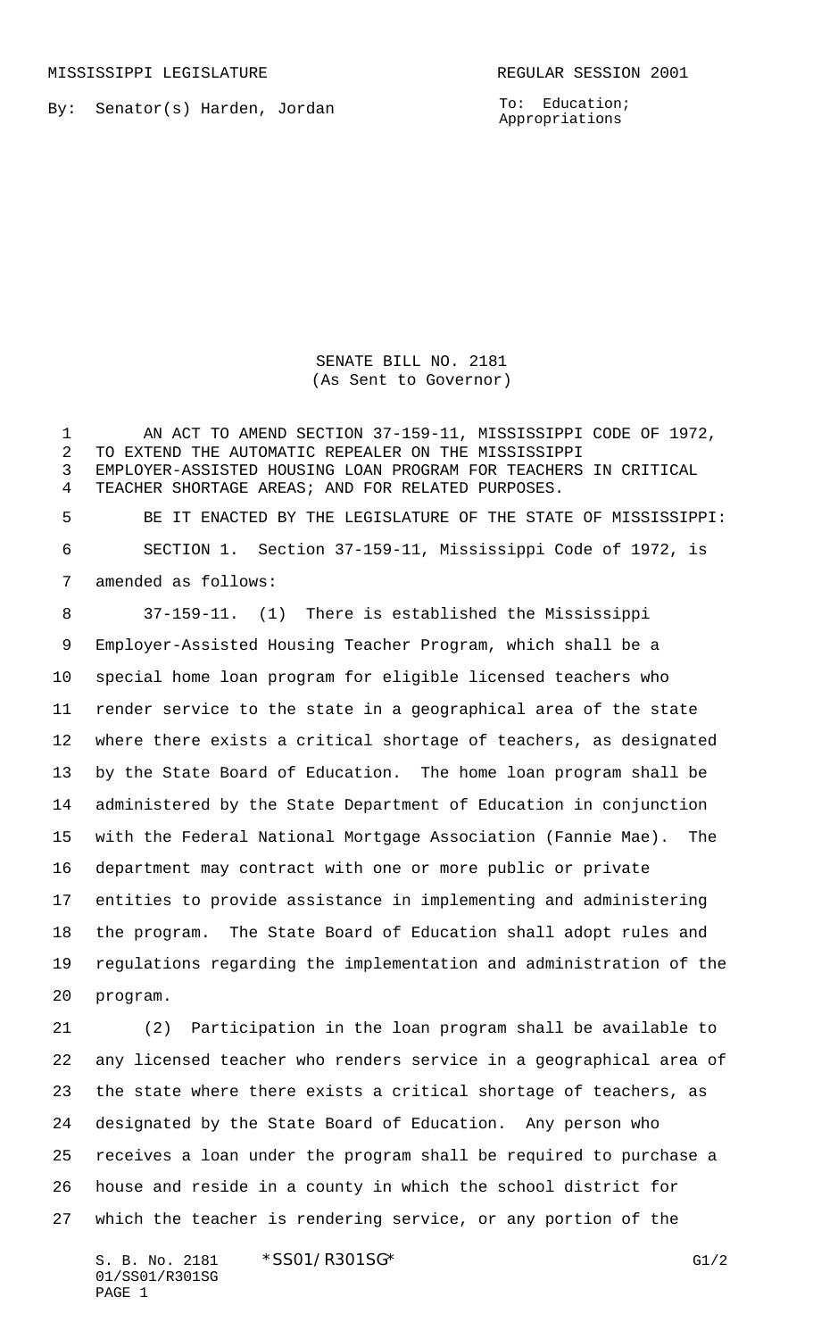MISSISSIPPI LEGISLATURE REGULAR SESSION 2001

By: Senator(s) Harden, Jordan

To: Education; Appropriations

# SENATE BILL NO. 2181
(As Sent to Governor)

AN ACT TO AMEND SECTION 37-159-11, MISSISSIPPI CODE OF 1972, TO EXTEND THE AUTOMATIC REPEALER ON THE MISSISSIPPI EMPLOYER-ASSISTED HOUSING LOAN PROGRAM FOR TEACHERS IN CRITICAL TEACHER SHORTAGE AREAS; AND FOR RELATED PURPOSES.

BE IT ENACTED BY THE LEGISLATURE OF THE STATE OF MISSISSIPPI:

SECTION 1. Section 37-159-11, Mississippi Code of 1972, is amended as follows:

37-159-11. (1) There is established the Mississippi Employer-Assisted Housing Teacher Program, which shall be a special home loan program for eligible licensed teachers who render service to the state in a geographical area of the state where there exists a critical shortage of teachers, as designated by the State Board of Education. The home loan program shall be administered by the State Department of Education in conjunction with the Federal National Mortgage Association (Fannie Mae). The department may contract with one or more public or private entities to provide assistance in implementing and administering the program. The State Board of Education shall adopt rules and regulations regarding the implementation and administration of the program.

(2) Participation in the loan program shall be available to any licensed teacher who renders service in a geographical area of the state where there exists a critical shortage of teachers, as designated by the State Board of Education. Any person who receives a loan under the program shall be required to purchase a house and reside in a county in which the school district for which the teacher is rendering service, or any portion of the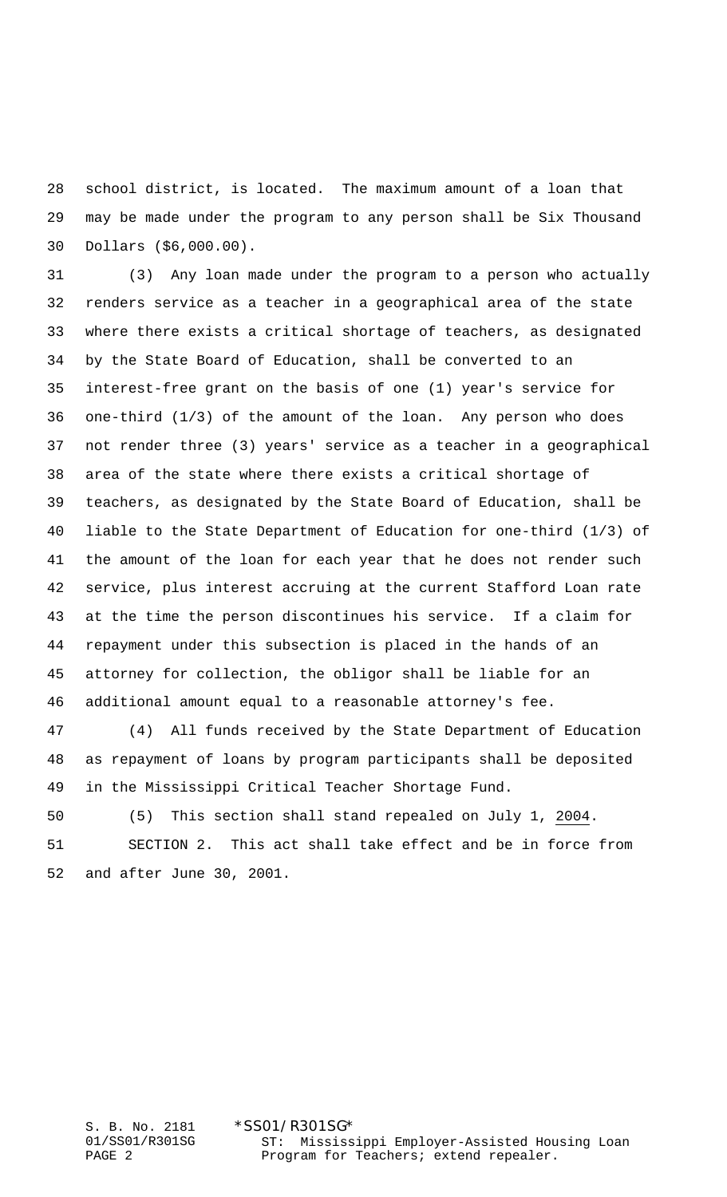school district, is located. The maximum amount of a loan that may be made under the program to any person shall be Six Thousand Dollars ($6,000.00).

(3) Any loan made under the program to a person who actually renders service as a teacher in a geographical area of the state where there exists a critical shortage of teachers, as designated by the State Board of Education, shall be converted to an interest-free grant on the basis of one (1) year's service for one-third (1/3) of the amount of the loan. Any person who does not render three (3) years' service as a teacher in a geographical area of the state where there exists a critical shortage of teachers, as designated by the State Board of Education, shall be liable to the State Department of Education for one-third (1/3) of the amount of the loan for each year that he does not render such service, plus interest accruing at the current Stafford Loan rate at the time the person discontinues his service. If a claim for repayment under this subsection is placed in the hands of an attorney for collection, the obligor shall be liable for an additional amount equal to a reasonable attorney's fee.

(4) All funds received by the State Department of Education as repayment of loans by program participants shall be deposited in the Mississippi Critical Teacher Shortage Fund.

(5) This section shall stand repealed on July 1, 2004.

SECTION 2. This act shall take effect and be in force from and after June 30, 2001.